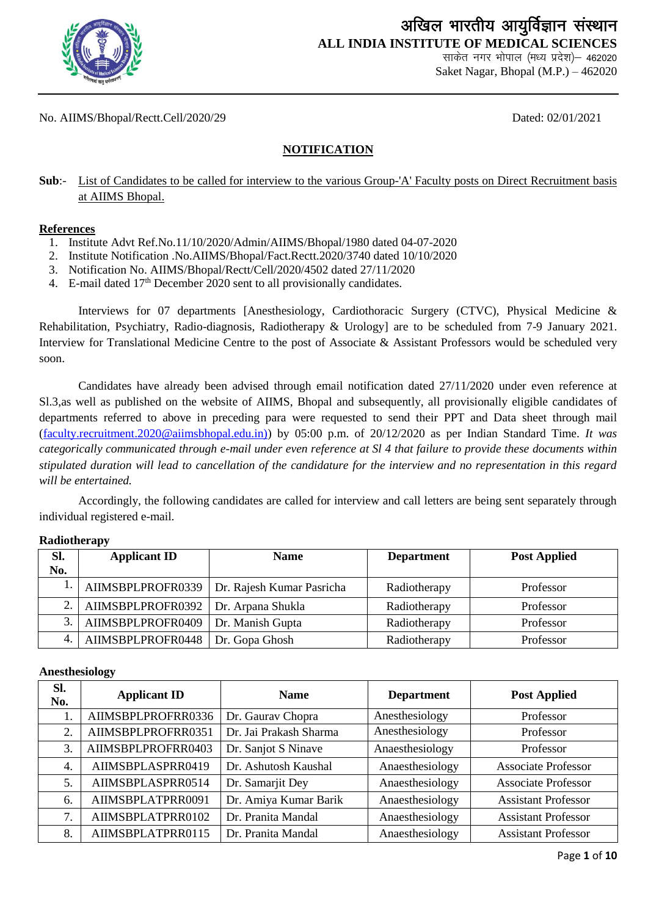# अखिल भारतीय आयुर्विज्ञान संस्थान

## ALL INDIA INSTITUTE OF MEDICAL SCIENCES

साकेत नगर भोपाल (मध्य प्रदेश)– 462020

Saket Nagar, Bhopal (M.P.) – 462020

No. AIIMS/Bhopal/Rectt.Cell/2020/29 Dated: 02/01/2021

### NOTIFICATION

**Sub**:- List of Candidates to be called for interview to the various Group-'A' Faculty posts on Direct Recruitment basis at AIIMS Bhopal.

**References**

1. Institute Advt Ref.No.11/10/2020/Admin/AIIMS/Bhopal/1980 dated 04-07-2020
2. Institute Notification .No.AIIMS/Bhopal/Fact.Rectt.2020/3740 dated 10/10/2020
3. Notification No. AIIMS/Bhopal/Rectt/Cell/2020/4502 dated 27/11/2020
4. E-mail dated 17th December 2020 sent to all provisionally candidates.

Interviews for 07 departments [Anesthesiology, Cardiothoracic Surgery (CTVC), Physical Medicine & Rehabilitation, Psychiatry, Radio-diagnosis, Radiotherapy & Urology] are to be scheduled from 7-9 January 2021. Interview for Translational Medicine Centre to the post of Associate & Assistant Professors would be scheduled very soon.

Candidates have already been advised through email notification dated 27/11/2020 under even reference at Sl.3,as well as published on the website of AIIMS, Bhopal and subsequently, all provisionally eligible candidates of departments referred to above in preceding para were requested to send their PPT and Data sheet through mail (faculty.recruitment.2020@aiimsbhopal.edu.in)) by 05:00 p.m. of 20/12/2020 as per Indian Standard Time. *It was categorically communicated through e-mail under even reference at Sl 4 that failure to provide these documents within stipulated duration will lead to cancellation of the candidature for the interview and no representation in this regard will be entertained.*

Accordingly, the following candidates are called for interview and call letters are being sent separately through individual registered e-mail.

**Radiotherapy**

| Sl. No. | Applicant ID | Name | Department | Post Applied |
|---|---|---|---|---|
| 1. | AIIMSBPLPROFR0339 | Dr. Rajesh Kumar Pasricha | Radiotherapy | Professor |
| 2. | AIIMSBPLPROFR0392 | Dr. Arpana Shukla | Radiotherapy | Professor |
| 3. | AIIMSBPLPROFR0409 | Dr. Manish Gupta | Radiotherapy | Professor |
| 4. | AIIMSBPLPROFR0448 | Dr. Gopa Ghosh | Radiotherapy | Professor |

**Anesthesiology**

| Sl. No. | Applicant ID | Name | Department | Post Applied |
|---|---|---|---|---|
| 1. | AIIMSBPLPROFRR0336 | Dr. Gaurav Chopra | Anesthesiology | Professor |
| 2. | AIIMSBPLPROFRR0351 | Dr. Jai Prakash Sharma | Anesthesiology | Professor |
| 3. | AIIMSBPLPROFRR0403 | Dr. Sanjot S Ninave | Anaesthesiology | Professor |
| 4. | AIIMSBPLASPRR0419 | Dr. Ashutosh Kaushal | Anaesthesiology | Associate Professor |
| 5. | AIIMSBPLASPRR0514 | Dr. Samarjit Dey | Anaesthesiology | Associate Professor |
| 6. | AIIMSBPLATPRR0091 | Dr. Amiya Kumar Barik | Anaesthesiology | Assistant Professor |
| 7. | AIIMSBPLATPRR0102 | Dr. Pranita Mandal | Anaesthesiology | Assistant Professor |
| 8. | AIIMSBPLATPRR0115 | Dr. Pranita Mandal | Anaesthesiology | Assistant Professor |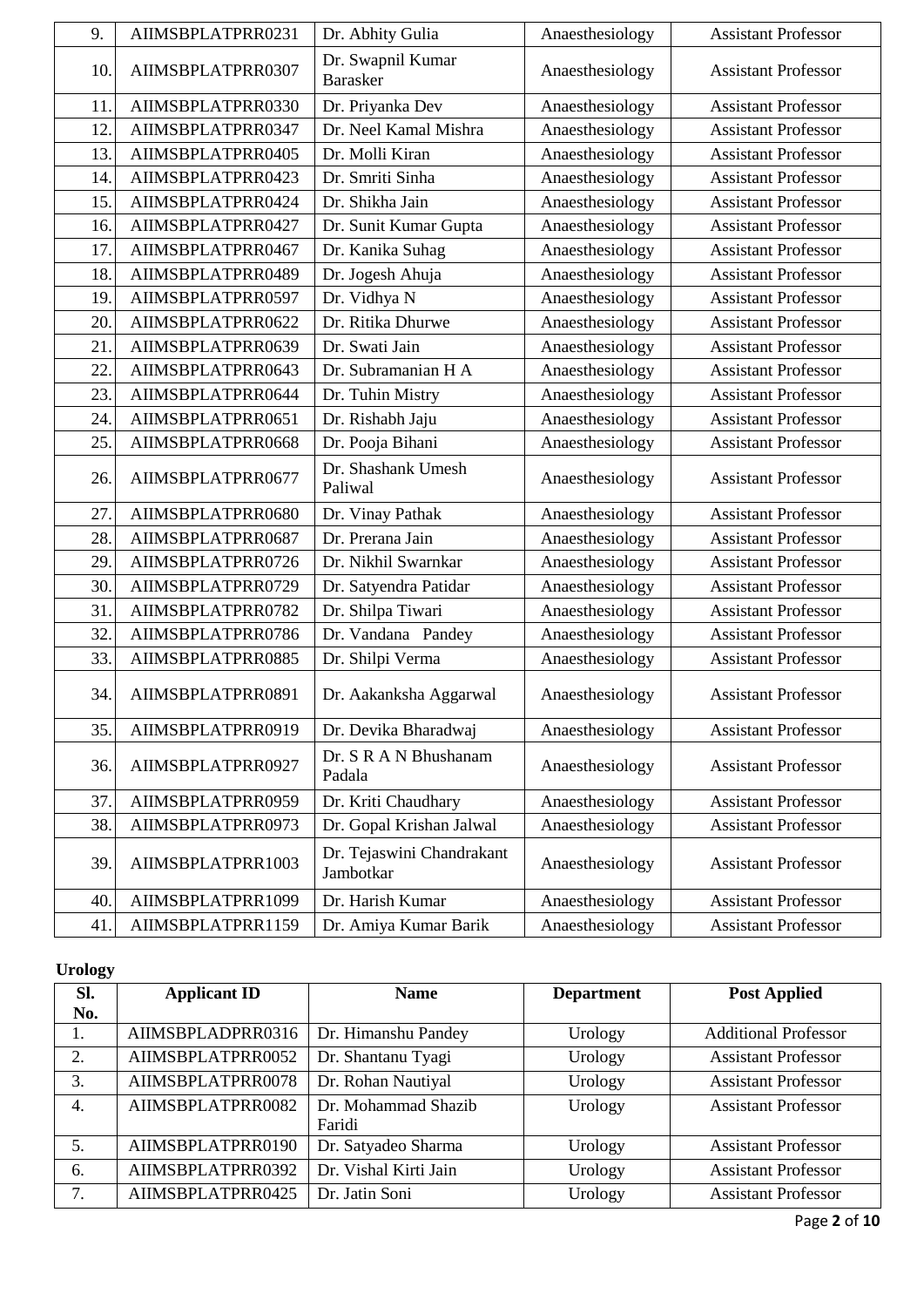| 9. | AIIMSBPLATPRR0231 | Dr. Abhity Gulia | Anaesthesiology | Assistant Professor |
|---|---|---|---|---|
| 10. | AIIMSBPLATPRR0307 | Dr. Swapnil Kumar Barasker | Anaesthesiology | Assistant Professor |
| 11. | AIIMSBPLATPRR0330 | Dr. Priyanka Dev | Anaesthesiology | Assistant Professor |
| 12. | AIIMSBPLATPRR0347 | Dr. Neel Kamal Mishra | Anaesthesiology | Assistant Professor |
| 13. | AIIMSBPLATPRR0405 | Dr. Molli Kiran | Anaesthesiology | Assistant Professor |
| 14. | AIIMSBPLATPRR0423 | Dr. Smriti Sinha | Anaesthesiology | Assistant Professor |
| 15. | AIIMSBPLATPRR0424 | Dr. Shikha Jain | Anaesthesiology | Assistant Professor |
| 16. | AIIMSBPLATPRR0427 | Dr. Sunit Kumar Gupta | Anaesthesiology | Assistant Professor |
| 17. | AIIMSBPLATPRR0467 | Dr. Kanika Suhag | Anaesthesiology | Assistant Professor |
| 18. | AIIMSBPLATPRR0489 | Dr. Jogesh Ahuja | Anaesthesiology | Assistant Professor |
| 19. | AIIMSBPLATPRR0597 | Dr. Vidhya N | Anaesthesiology | Assistant Professor |
| 20. | AIIMSBPLATPRR0622 | Dr. Ritika Dhurwe | Anaesthesiology | Assistant Professor |
| 21. | AIIMSBPLATPRR0639 | Dr. Swati Jain | Anaesthesiology | Assistant Professor |
| 22. | AIIMSBPLATPRR0643 | Dr. Subramanian H A | Anaesthesiology | Assistant Professor |
| 23. | AIIMSBPLATPRR0644 | Dr. Tuhin Mistry | Anaesthesiology | Assistant Professor |
| 24. | AIIMSBPLATPRR0651 | Dr. Rishabh Jaju | Anaesthesiology | Assistant Professor |
| 25. | AIIMSBPLATPRR0668 | Dr. Pooja Bihani | Anaesthesiology | Assistant Professor |
| 26. | AIIMSBPLATPRR0677 | Dr. Shashank Umesh Paliwal | Anaesthesiology | Assistant Professor |
| 27. | AIIMSBPLATPRR0680 | Dr. Vinay Pathak | Anaesthesiology | Assistant Professor |
| 28. | AIIMSBPLATPRR0687 | Dr. Prerana Jain | Anaesthesiology | Assistant Professor |
| 29. | AIIMSBPLATPRR0726 | Dr. Nikhil Swarnkar | Anaesthesiology | Assistant Professor |
| 30. | AIIMSBPLATPRR0729 | Dr. Satyendra Patidar | Anaesthesiology | Assistant Professor |
| 31. | AIIMSBPLATPRR0782 | Dr. Shilpa Tiwari | Anaesthesiology | Assistant Professor |
| 32. | AIIMSBPLATPRR0786 | Dr. Vandana Pandey | Anaesthesiology | Assistant Professor |
| 33. | AIIMSBPLATPRR0885 | Dr. Shilpi Verma | Anaesthesiology | Assistant Professor |
| 34. | AIIMSBPLATPRR0891 | Dr. Aakanksha Aggarwal | Anaesthesiology | Assistant Professor |
| 35. | AIIMSBPLATPRR0919 | Dr. Devika Bharadwaj | Anaesthesiology | Assistant Professor |
| 36. | AIIMSBPLATPRR0927 | Dr. S R A N Bhushanam Padala | Anaesthesiology | Assistant Professor |
| 37. | AIIMSBPLATPRR0959 | Dr. Kriti Chaudhary | Anaesthesiology | Assistant Professor |
| 38. | AIIMSBPLATPRR0973 | Dr. Gopal Krishan Jalwal | Anaesthesiology | Assistant Professor |
| 39. | AIIMSBPLATPRR1003 | Dr. Tejaswini Chandrakant Jambotkar | Anaesthesiology | Assistant Professor |
| 40. | AIIMSBPLATPRR1099 | Dr. Harish Kumar | Anaesthesiology | Assistant Professor |
| 41. | AIIMSBPLATPRR1159 | Dr. Amiya Kumar Barik | Anaesthesiology | Assistant Professor |

**Urology**

| Sl. No. | Applicant ID | Name | Department | Post Applied |
|---|---|---|---|---|
| 1. | AIIMSBPLADPRR0316 | Dr. Himanshu Pandey | Urology | Additional Professor |
| 2. | AIIMSBPLATPRR0052 | Dr. Shantanu Tyagi | Urology | Assistant Professor |
| 3. | AIIMSBPLATPRR0078 | Dr. Rohan Nautiyal | Urology | Assistant Professor |
| 4. | AIIMSBPLATPRR0082 | Dr. Mohammad Shazib Faridi | Urology | Assistant Professor |
| 5. | AIIMSBPLATPRR0190 | Dr. Satyadeo Sharma | Urology | Assistant Professor |
| 6. | AIIMSBPLATPRR0392 | Dr. Vishal Kirti Jain | Urology | Assistant Professor |
| 7. | AIIMSBPLATPRR0425 | Dr. Jatin Soni | Urology | Assistant Professor |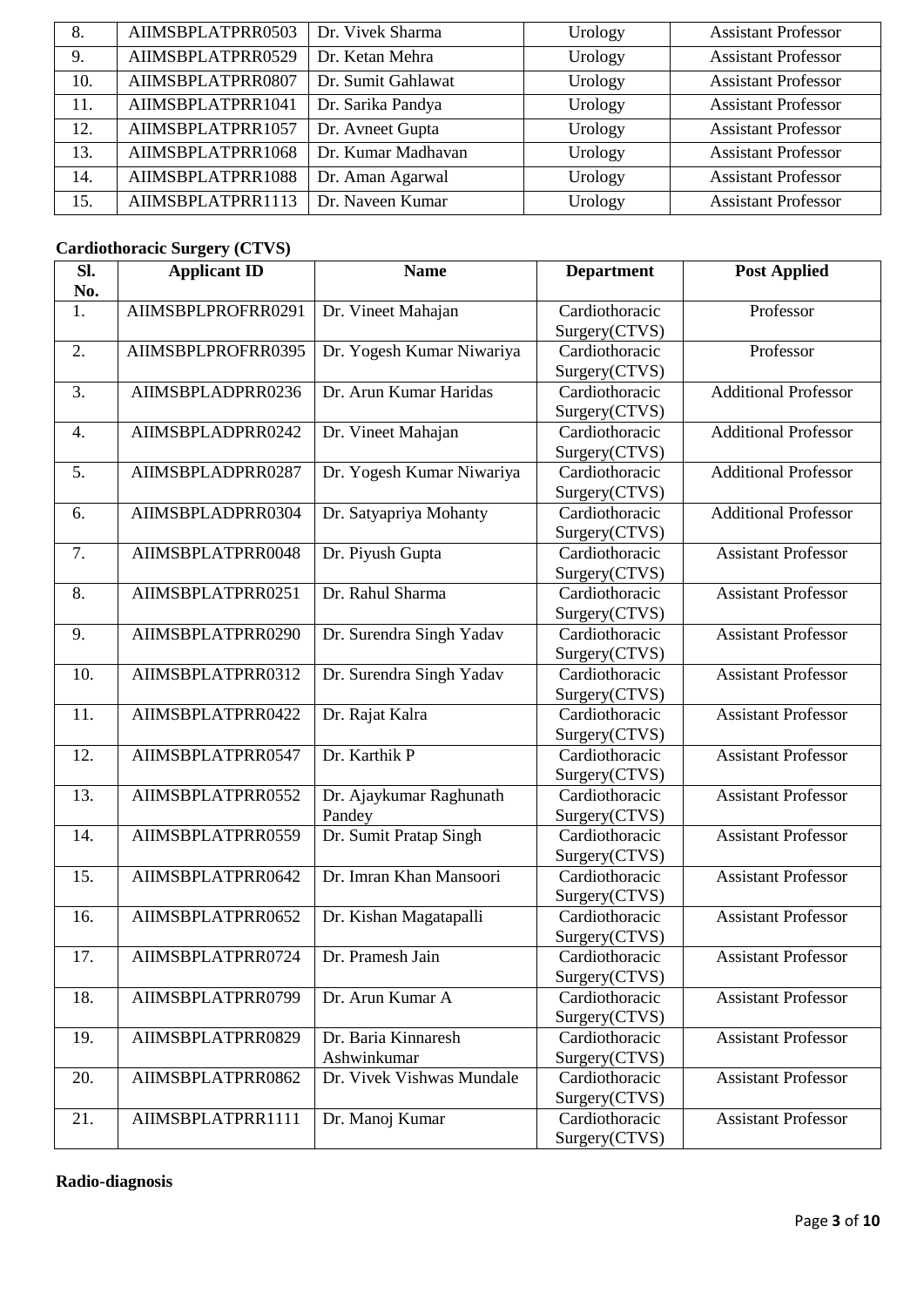| 8. | AIIMSBPLATPRR0503 | Dr. Vivek Sharma | Urology | Assistant Professor |
|---|---|---|---|---|
| 9. | AIIMSBPLATPRR0529 | Dr. Ketan Mehra | Urology | Assistant Professor |
| 10. | AIIMSBPLATPRR0807 | Dr. Sumit Gahlawat | Urology | Assistant Professor |
| 11. | AIIMSBPLATPRR1041 | Dr. Sarika Pandya | Urology | Assistant Professor |
| 12. | AIIMSBPLATPRR1057 | Dr. Avneet Gupta | Urology | Assistant Professor |
| 13. | AIIMSBPLATPRR1068 | Dr. Kumar Madhavan | Urology | Assistant Professor |
| 14. | AIIMSBPLATPRR1088 | Dr. Aman Agarwal | Urology | Assistant Professor |
| 15. | AIIMSBPLATPRR1113 | Dr. Naveen Kumar | Urology | Assistant Professor |

**Cardiothoracic Surgery (CTVS)**

| Sl. No. | Applicant ID | Name | Department | Post Applied |
|---|---|---|---|---|
| 1. | AIIMSBPLPROFRR0291 | Dr. Vineet Mahajan | Cardiothoracic Surgery(CTVS) | Professor |
| 2. | AIIMSBPLPROFRR0395 | Dr. Yogesh Kumar Niwariya | Cardiothoracic Surgery(CTVS) | Professor |
| 3. | AIIMSBPLADPRR0236 | Dr. Arun Kumar Haridas | Cardiothoracic Surgery(CTVS) | Additional Professor |
| 4. | AIIMSBPLADPRR0242 | Dr. Vineet Mahajan | Cardiothoracic Surgery(CTVS) | Additional Professor |
| 5. | AIIMSBPLADPRR0287 | Dr. Yogesh Kumar Niwariya | Cardiothoracic Surgery(CTVS) | Additional Professor |
| 6. | AIIMSBPLADPRR0304 | Dr. Satyapriya Mohanty | Cardiothoracic Surgery(CTVS) | Additional Professor |
| 7. | AIIMSBPLATPRR0048 | Dr. Piyush Gupta | Cardiothoracic Surgery(CTVS) | Assistant Professor |
| 8. | AIIMSBPLATPRR0251 | Dr. Rahul Sharma | Cardiothoracic Surgery(CTVS) | Assistant Professor |
| 9. | AIIMSBPLATPRR0290 | Dr. Surendra Singh Yadav | Cardiothoracic Surgery(CTVS) | Assistant Professor |
| 10. | AIIMSBPLATPRR0312 | Dr. Surendra Singh Yadav | Cardiothoracic Surgery(CTVS) | Assistant Professor |
| 11. | AIIMSBPLATPRR0422 | Dr. Rajat Kalra | Cardiothoracic Surgery(CTVS) | Assistant Professor |
| 12. | AIIMSBPLATPRR0547 | Dr. Karthik P | Cardiothoracic Surgery(CTVS) | Assistant Professor |
| 13. | AIIMSBPLATPRR0552 | Dr. Ajaykumar Raghunath Pandey | Cardiothoracic Surgery(CTVS) | Assistant Professor |
| 14. | AIIMSBPLATPRR0559 | Dr. Sumit Pratap Singh | Cardiothoracic Surgery(CTVS) | Assistant Professor |
| 15. | AIIMSBPLATPRR0642 | Dr. Imran Khan Mansoori | Cardiothoracic Surgery(CTVS) | Assistant Professor |
| 16. | AIIMSBPLATPRR0652 | Dr. Kishan Magatapalli | Cardiothoracic Surgery(CTVS) | Assistant Professor |
| 17. | AIIMSBPLATPRR0724 | Dr. Pramesh Jain | Cardiothoracic Surgery(CTVS) | Assistant Professor |
| 18. | AIIMSBPLATPRR0799 | Dr. Arun Kumar A | Cardiothoracic Surgery(CTVS) | Assistant Professor |
| 19. | AIIMSBPLATPRR0829 | Dr. Baria Kinnaresh Ashwinkumar | Cardiothoracic Surgery(CTVS) | Assistant Professor |
| 20. | AIIMSBPLATPRR0862 | Dr. Vivek Vishwas Mundale | Cardiothoracic Surgery(CTVS) | Assistant Professor |
| 21. | AIIMSBPLATPRR1111 | Dr. Manoj Kumar | Cardiothoracic Surgery(CTVS) | Assistant Professor |

**Radio-diagnosis**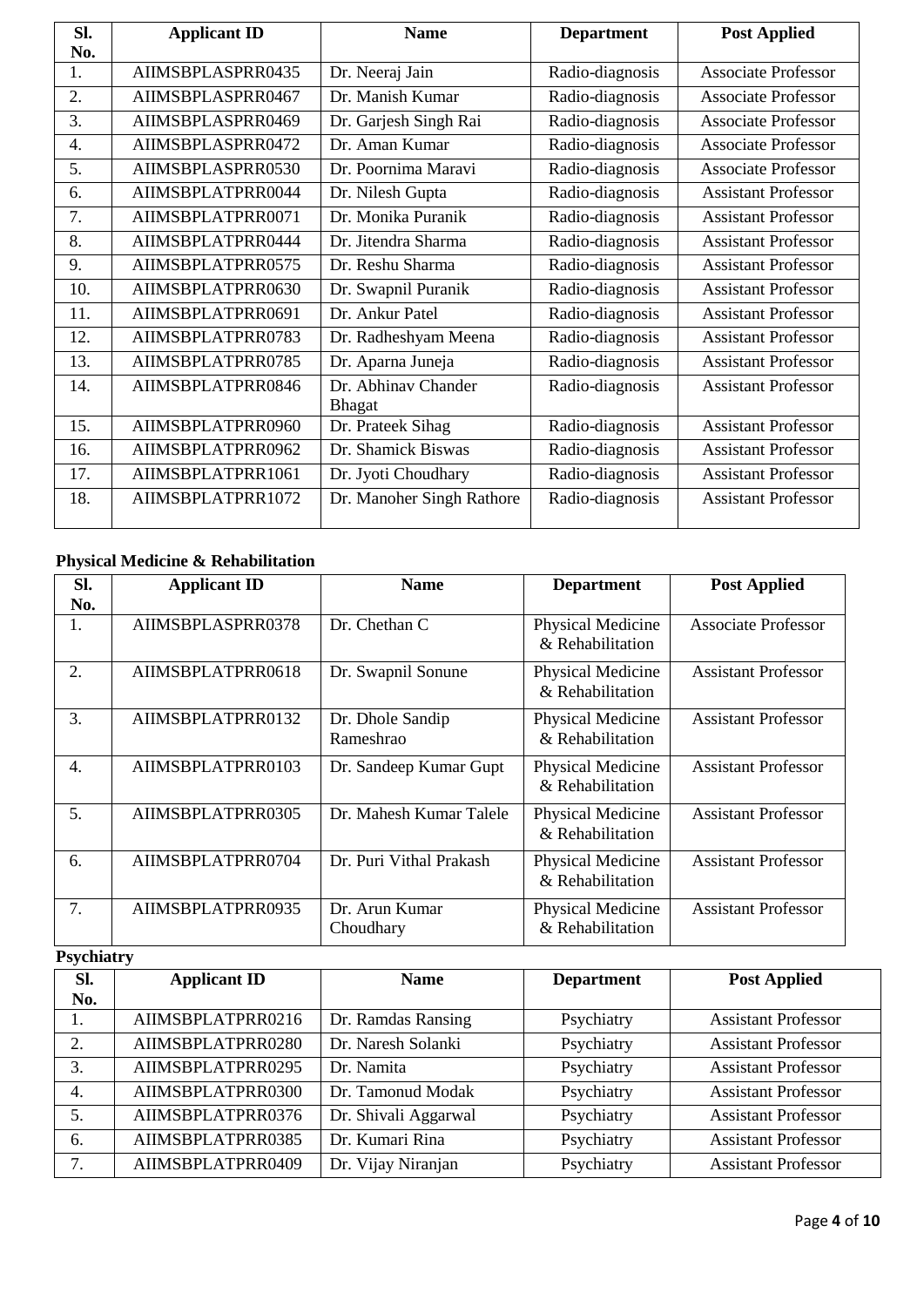| Sl. No. | Applicant ID | Name | Department | Post Applied |
|---|---|---|---|---|
| 1. | AIIMSBPLASPRR0435 | Dr. Neeraj Jain | Radio-diagnosis | Associate Professor |
| 2. | AIIMSBPLASPRR0467 | Dr. Manish Kumar | Radio-diagnosis | Associate Professor |
| 3. | AIIMSBPLASPRR0469 | Dr. Garjesh Singh Rai | Radio-diagnosis | Associate Professor |
| 4. | AIIMSBPLASPRR0472 | Dr. Aman Kumar | Radio-diagnosis | Associate Professor |
| 5. | AIIMSBPLASPRR0530 | Dr. Poornima Maravi | Radio-diagnosis | Associate Professor |
| 6. | AIIMSBPLATPRR0044 | Dr. Nilesh Gupta | Radio-diagnosis | Assistant Professor |
| 7. | AIIMSBPLATPRR0071 | Dr. Monika Puranik | Radio-diagnosis | Assistant Professor |
| 8. | AIIMSBPLATPRR0444 | Dr. Jitendra Sharma | Radio-diagnosis | Assistant Professor |
| 9. | AIIMSBPLATPRR0575 | Dr. Reshu Sharma | Radio-diagnosis | Assistant Professor |
| 10. | AIIMSBPLATPRR0630 | Dr. Swapnil Puranik | Radio-diagnosis | Assistant Professor |
| 11. | AIIMSBPLATPRR0691 | Dr. Ankur Patel | Radio-diagnosis | Assistant Professor |
| 12. | AIIMSBPLATPRR0783 | Dr. Radheshyam Meena | Radio-diagnosis | Assistant Professor |
| 13. | AIIMSBPLATPRR0785 | Dr. Aparna Juneja | Radio-diagnosis | Assistant Professor |
| 14. | AIIMSBPLATPRR0846 | Dr. Abhinav Chander Bhagat | Radio-diagnosis | Assistant Professor |
| 15. | AIIMSBPLATPRR0960 | Dr. Prateek Sihag | Radio-diagnosis | Assistant Professor |
| 16. | AIIMSBPLATPRR0962 | Dr. Shamick Biswas | Radio-diagnosis | Assistant Professor |
| 17. | AIIMSBPLATPRR1061 | Dr. Jyoti Choudhary | Radio-diagnosis | Assistant Professor |
| 18. | AIIMSBPLATPRR1072 | Dr. Manoher Singh Rathore | Radio-diagnosis | Assistant Professor |

**Physical Medicine & Rehabilitation**

| Sl. No. | Applicant ID | Name | Department | Post Applied |
|---|---|---|---|---|
| 1. | AIIMSBPLASPRR0378 | Dr. Chethan C | Physical Medicine & Rehabilitation | Associate Professor |
| 2. | AIIMSBPLATPRR0618 | Dr. Swapnil Sonune | Physical Medicine & Rehabilitation | Assistant Professor |
| 3. | AIIMSBPLATPRR0132 | Dr. Dhole Sandip Rameshrao | Physical Medicine & Rehabilitation | Assistant Professor |
| 4. | AIIMSBPLATPRR0103 | Dr. Sandeep Kumar Gupt | Physical Medicine & Rehabilitation | Assistant Professor |
| 5. | AIIMSBPLATPRR0305 | Dr. Mahesh Kumar Talele | Physical Medicine & Rehabilitation | Assistant Professor |
| 6. | AIIMSBPLATPRR0704 | Dr. Puri Vithal Prakash | Physical Medicine & Rehabilitation | Assistant Professor |
| 7. | AIIMSBPLATPRR0935 | Dr. Arun Kumar Choudhary | Physical Medicine & Rehabilitation | Assistant Professor |

**Psychiatry**

| Sl. No. | Applicant ID | Name | Department | Post Applied |
|---|---|---|---|---|
| 1. | AIIMSBPLATPRR0216 | Dr. Ramdas Ransing | Psychiatry | Assistant Professor |
| 2. | AIIMSBPLATPRR0280 | Dr. Naresh Solanki | Psychiatry | Assistant Professor |
| 3. | AIIMSBPLATPRR0295 | Dr. Namita | Psychiatry | Assistant Professor |
| 4. | AIIMSBPLATPRR0300 | Dr. Tamonud Modak | Psychiatry | Assistant Professor |
| 5. | AIIMSBPLATPRR0376 | Dr. Shivali Aggarwal | Psychiatry | Assistant Professor |
| 6. | AIIMSBPLATPRR0385 | Dr. Kumari Rina | Psychiatry | Assistant Professor |
| 7. | AIIMSBPLATPRR0409 | Dr. Vijay Niranjan | Psychiatry | Assistant Professor |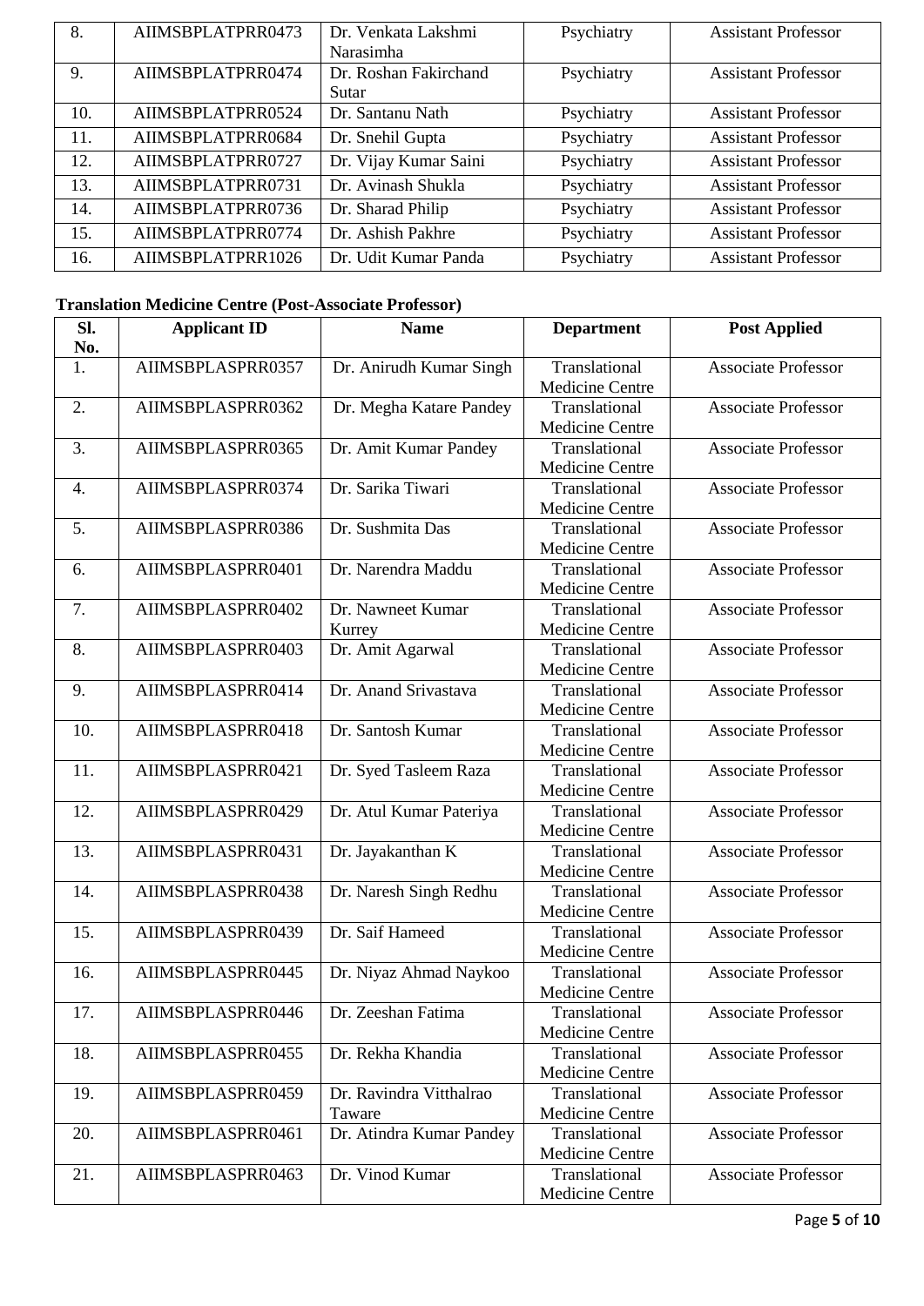| 8. | AIIMSBPLATPRR0473 | Dr. Venkata Lakshmi Narasimha | Psychiatry | Assistant Professor |
|---|---|---|---|---|
| 9. | AIIMSBPLATPRR0474 | Dr. Roshan Fakirchand Sutar | Psychiatry | Assistant Professor |
| 10. | AIIMSBPLATPRR0524 | Dr. Santanu Nath | Psychiatry | Assistant Professor |
| 11. | AIIMSBPLATPRR0684 | Dr. Snehil Gupta | Psychiatry | Assistant Professor |
| 12. | AIIMSBPLATPRR0727 | Dr. Vijay Kumar Saini | Psychiatry | Assistant Professor |
| 13. | AIIMSBPLATPRR0731 | Dr. Avinash Shukla | Psychiatry | Assistant Professor |
| 14. | AIIMSBPLATPRR0736 | Dr. Sharad Philip | Psychiatry | Assistant Professor |
| 15. | AIIMSBPLATPRR0774 | Dr. Ashish Pakhre | Psychiatry | Assistant Professor |
| 16. | AIIMSBPLATPRR1026 | Dr. Udit Kumar Panda | Psychiatry | Assistant Professor |

**Translation Medicine Centre (Post-Associate Professor)**

| Sl. No. | Applicant ID | Name | Department | Post Applied |
|---|---|---|---|---|
| 1. | AIIMSBPLASPRR0357 | Dr. Anirudh Kumar Singh | Translational Medicine Centre | Associate Professor |
| 2. | AIIMSBPLASPRR0362 | Dr. Megha Katare Pandey | Translational Medicine Centre | Associate Professor |
| 3. | AIIMSBPLASPRR0365 | Dr. Amit Kumar Pandey | Translational Medicine Centre | Associate Professor |
| 4. | AIIMSBPLASPRR0374 | Dr. Sarika Tiwari | Translational Medicine Centre | Associate Professor |
| 5. | AIIMSBPLASPRR0386 | Dr. Sushmita Das | Translational Medicine Centre | Associate Professor |
| 6. | AIIMSBPLASPRR0401 | Dr. Narendra Maddu | Translational Medicine Centre | Associate Professor |
| 7. | AIIMSBPLASPRR0402 | Dr. Nawneet Kumar Kurrey | Translational Medicine Centre | Associate Professor |
| 8. | AIIMSBPLASPRR0403 | Dr. Amit Agarwal | Translational Medicine Centre | Associate Professor |
| 9. | AIIMSBPLASPRR0414 | Dr. Anand Srivastava | Translational Medicine Centre | Associate Professor |
| 10. | AIIMSBPLASPRR0418 | Dr. Santosh Kumar | Translational Medicine Centre | Associate Professor |
| 11. | AIIMSBPLASPRR0421 | Dr. Syed Tasleem Raza | Translational Medicine Centre | Associate Professor |
| 12. | AIIMSBPLASPRR0429 | Dr. Atul Kumar Pateriya | Translational Medicine Centre | Associate Professor |
| 13. | AIIMSBPLASPRR0431 | Dr. Jayakanthan K | Translational Medicine Centre | Associate Professor |
| 14. | AIIMSBPLASPRR0438 | Dr. Naresh Singh Redhu | Translational Medicine Centre | Associate Professor |
| 15. | AIIMSBPLASPRR0439 | Dr. Saif Hameed | Translational Medicine Centre | Associate Professor |
| 16. | AIIMSBPLASPRR0445 | Dr. Niyaz Ahmad Naykoo | Translational Medicine Centre | Associate Professor |
| 17. | AIIMSBPLASPRR0446 | Dr. Zeeshan Fatima | Translational Medicine Centre | Associate Professor |
| 18. | AIIMSBPLASPRR0455 | Dr. Rekha Khandia | Translational Medicine Centre | Associate Professor |
| 19. | AIIMSBPLASPRR0459 | Dr. Ravindra Vitthalrao Taware | Translational Medicine Centre | Associate Professor |
| 20. | AIIMSBPLASPRR0461 | Dr. Atindra Kumar Pandey | Translational Medicine Centre | Associate Professor |
| 21. | AIIMSBPLASPRR0463 | Dr. Vinod Kumar | Translational Medicine Centre | Associate Professor |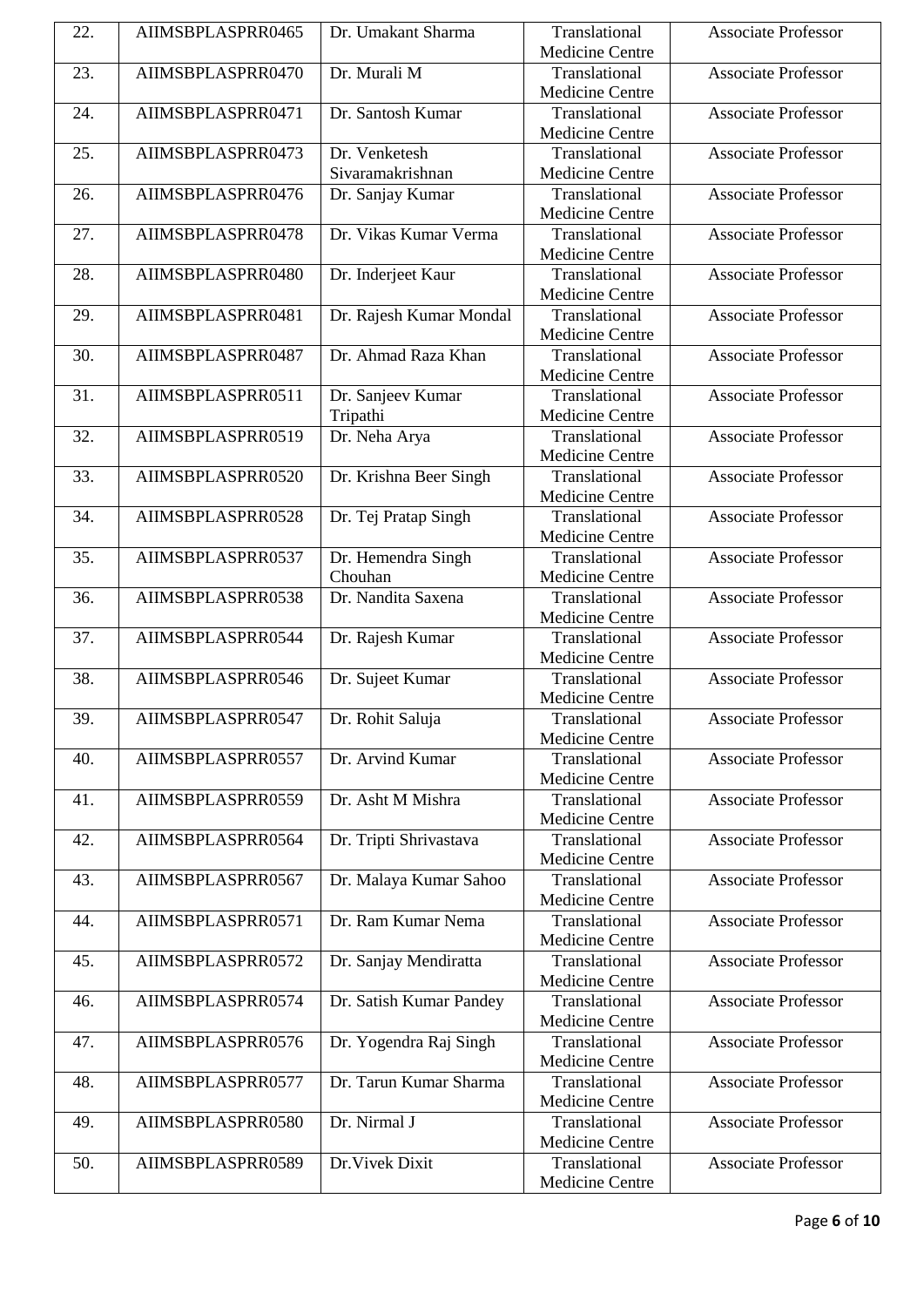| 22. | AIIMSBPLASPRR0465 | Dr. Umakant Sharma | Translational Medicine Centre | Associate Professor |
|---|---|---|---|---|
| 23. | AIIMSBPLASPRR0470 | Dr. Murali M | Translational Medicine Centre | Associate Professor |
| 24. | AIIMSBPLASPRR0471 | Dr. Santosh Kumar | Translational Medicine Centre | Associate Professor |
| 25. | AIIMSBPLASPRR0473 | Dr. Venketesh Sivaramakrishnan | Translational Medicine Centre | Associate Professor |
| 26. | AIIMSBPLASPRR0476 | Dr. Sanjay Kumar | Translational Medicine Centre | Associate Professor |
| 27. | AIIMSBPLASPRR0478 | Dr. Vikas Kumar Verma | Translational Medicine Centre | Associate Professor |
| 28. | AIIMSBPLASPRR0480 | Dr. Inderjeet Kaur | Translational Medicine Centre | Associate Professor |
| 29. | AIIMSBPLASPRR0481 | Dr. Rajesh Kumar Mondal | Translational Medicine Centre | Associate Professor |
| 30. | AIIMSBPLASPRR0487 | Dr. Ahmad Raza Khan | Translational Medicine Centre | Associate Professor |
| 31. | AIIMSBPLASPRR0511 | Dr. Sanjeev Kumar Tripathi | Translational Medicine Centre | Associate Professor |
| 32. | AIIMSBPLASPRR0519 | Dr. Neha Arya | Translational Medicine Centre | Associate Professor |
| 33. | AIIMSBPLASPRR0520 | Dr. Krishna Beer Singh | Translational Medicine Centre | Associate Professor |
| 34. | AIIMSBPLASPRR0528 | Dr. Tej Pratap Singh | Translational Medicine Centre | Associate Professor |
| 35. | AIIMSBPLASPRR0537 | Dr. Hemendra Singh Chouhan | Translational Medicine Centre | Associate Professor |
| 36. | AIIMSBPLASPRR0538 | Dr. Nandita Saxena | Translational Medicine Centre | Associate Professor |
| 37. | AIIMSBPLASPRR0544 | Dr. Rajesh Kumar | Translational Medicine Centre | Associate Professor |
| 38. | AIIMSBPLASPRR0546 | Dr. Sujeet Kumar | Translational Medicine Centre | Associate Professor |
| 39. | AIIMSBPLASPRR0547 | Dr. Rohit Saluja | Translational Medicine Centre | Associate Professor |
| 40. | AIIMSBPLASPRR0557 | Dr. Arvind Kumar | Translational Medicine Centre | Associate Professor |
| 41. | AIIMSBPLASPRR0559 | Dr. Asht M Mishra | Translational Medicine Centre | Associate Professor |
| 42. | AIIMSBPLASPRR0564 | Dr. Tripti Shrivastava | Translational Medicine Centre | Associate Professor |
| 43. | AIIMSBPLASPRR0567 | Dr. Malaya Kumar Sahoo | Translational Medicine Centre | Associate Professor |
| 44. | AIIMSBPLASPRR0571 | Dr. Ram Kumar Nema | Translational Medicine Centre | Associate Professor |
| 45. | AIIMSBPLASPRR0572 | Dr. Sanjay Mendiratta | Translational Medicine Centre | Associate Professor |
| 46. | AIIMSBPLASPRR0574 | Dr. Satish Kumar Pandey | Translational Medicine Centre | Associate Professor |
| 47. | AIIMSBPLASPRR0576 | Dr. Yogendra Raj Singh | Translational Medicine Centre | Associate Professor |
| 48. | AIIMSBPLASPRR0577 | Dr. Tarun Kumar Sharma | Translational Medicine Centre | Associate Professor |
| 49. | AIIMSBPLASPRR0580 | Dr. Nirmal J | Translational Medicine Centre | Associate Professor |
| 50. | AIIMSBPLASPRR0589 | Dr.Vivek Dixit | Translational Medicine Centre | Associate Professor |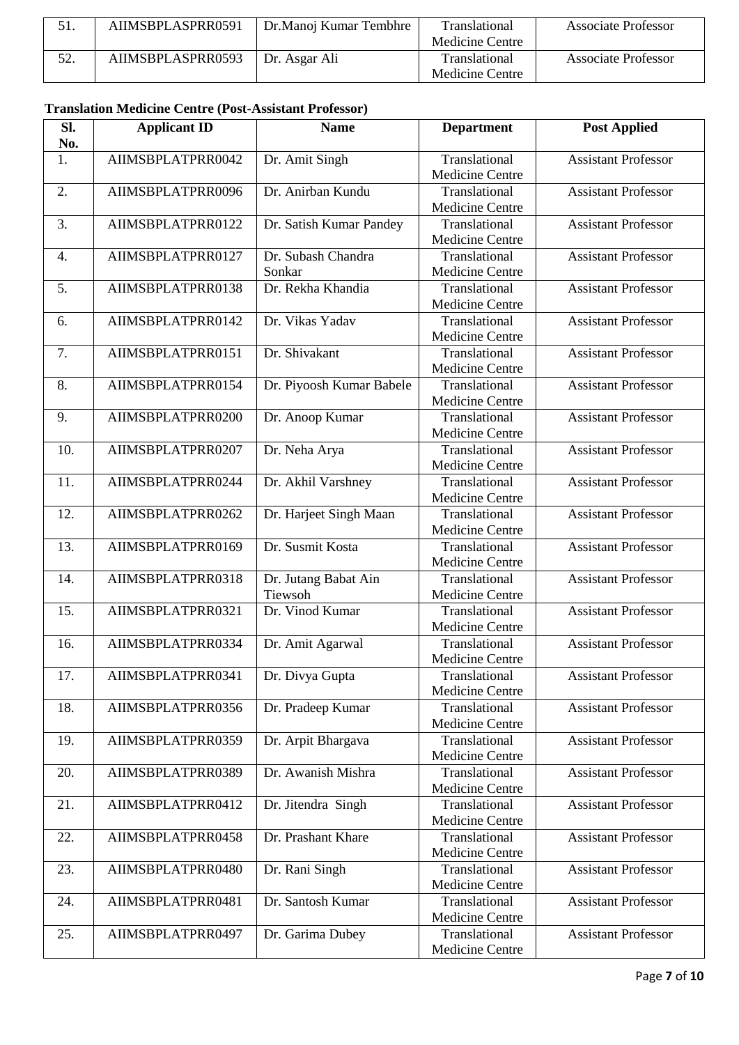| 51. | AIIMSBPLASPRR0591 | Dr.Manoj Kumar Tembhre | Translational Medicine Centre | Associate Professor |
|---|---|---|---|---|
| 52. | AIIMSBPLASPRR0593 | Dr. Asgar Ali | Translational Medicine Centre | Associate Professor |

**Translation Medicine Centre (Post-Assistant Professor)**

| Sl. No. | Applicant ID | Name | Department | Post Applied |
|---|---|---|---|---|
| 1. | AIIMSBPLATPRR0042 | Dr. Amit Singh | Translational Medicine Centre | Assistant Professor |
| 2. | AIIMSBPLATPRR0096 | Dr. Anirban Kundu | Translational Medicine Centre | Assistant Professor |
| 3. | AIIMSBPLATPRR0122 | Dr. Satish Kumar Pandey | Translational Medicine Centre | Assistant Professor |
| 4. | AIIMSBPLATPRR0127 | Dr. Subash Chandra Sonkar | Translational Medicine Centre | Assistant Professor |
| 5. | AIIMSBPLATPRR0138 | Dr. Rekha Khandia | Translational Medicine Centre | Assistant Professor |
| 6. | AIIMSBPLATPRR0142 | Dr. Vikas Yadav | Translational Medicine Centre | Assistant Professor |
| 7. | AIIMSBPLATPRR0151 | Dr. Shivakant | Translational Medicine Centre | Assistant Professor |
| 8. | AIIMSBPLATPRR0154 | Dr. Piyoosh Kumar Babele | Translational Medicine Centre | Assistant Professor |
| 9. | AIIMSBPLATPRR0200 | Dr. Anoop Kumar | Translational Medicine Centre | Assistant Professor |
| 10. | AIIMSBPLATPRR0207 | Dr. Neha Arya | Translational Medicine Centre | Assistant Professor |
| 11. | AIIMSBPLATPRR0244 | Dr. Akhil Varshney | Translational Medicine Centre | Assistant Professor |
| 12. | AIIMSBPLATPRR0262 | Dr. Harjeet Singh Maan | Translational Medicine Centre | Assistant Professor |
| 13. | AIIMSBPLATPRR0169 | Dr. Susmit Kosta | Translational Medicine Centre | Assistant Professor |
| 14. | AIIMSBPLATPRR0318 | Dr. Jutang Babat Ain Tiewsoh | Translational Medicine Centre | Assistant Professor |
| 15. | AIIMSBPLATPRR0321 | Dr. Vinod Kumar | Translational Medicine Centre | Assistant Professor |
| 16. | AIIMSBPLATPRR0334 | Dr. Amit Agarwal | Translational Medicine Centre | Assistant Professor |
| 17. | AIIMSBPLATPRR0341 | Dr. Divya Gupta | Translational Medicine Centre | Assistant Professor |
| 18. | AIIMSBPLATPRR0356 | Dr. Pradeep Kumar | Translational Medicine Centre | Assistant Professor |
| 19. | AIIMSBPLATPRR0359 | Dr. Arpit Bhargava | Translational Medicine Centre | Assistant Professor |
| 20. | AIIMSBPLATPRR0389 | Dr. Awanish Mishra | Translational Medicine Centre | Assistant Professor |
| 21. | AIIMSBPLATPRR0412 | Dr. Jitendra Singh | Translational Medicine Centre | Assistant Professor |
| 22. | AIIMSBPLATPRR0458 | Dr. Prashant Khare | Translational Medicine Centre | Assistant Professor |
| 23. | AIIMSBPLATPRR0480 | Dr. Rani Singh | Translational Medicine Centre | Assistant Professor |
| 24. | AIIMSBPLATPRR0481 | Dr. Santosh Kumar | Translational Medicine Centre | Assistant Professor |
| 25. | AIIMSBPLATPRR0497 | Dr. Garima Dubey | Translational Medicine Centre | Assistant Professor |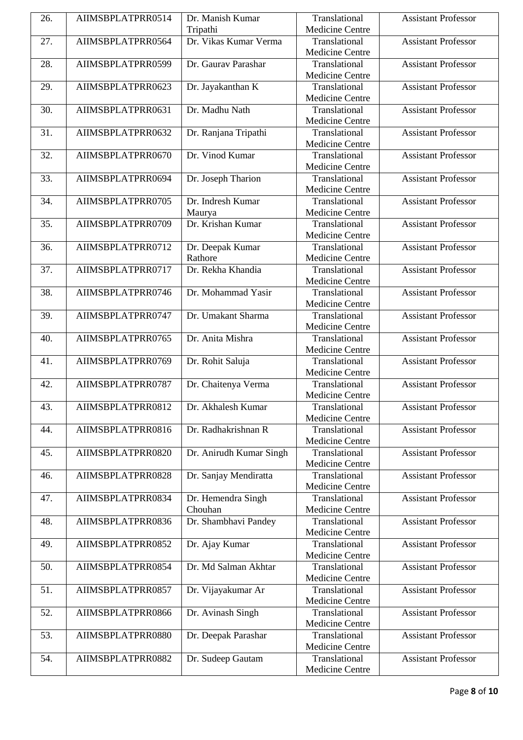| 26. | AIIMSBPLATPRR0514 | Dr. Manish Kumar Tripathi | Translational Medicine Centre | Assistant Professor |
|---|---|---|---|---|
| 27. | AIIMSBPLATPRR0564 | Dr. Vikas Kumar Verma | Translational Medicine Centre | Assistant Professor |
| 28. | AIIMSBPLATPRR0599 | Dr. Gaurav Parashar | Translational Medicine Centre | Assistant Professor |
| 29. | AIIMSBPLATPRR0623 | Dr. Jayakanthan K | Translational Medicine Centre | Assistant Professor |
| 30. | AIIMSBPLATPRR0631 | Dr. Madhu Nath | Translational Medicine Centre | Assistant Professor |
| 31. | AIIMSBPLATPRR0632 | Dr. Ranjana Tripathi | Translational Medicine Centre | Assistant Professor |
| 32. | AIIMSBPLATPRR0670 | Dr. Vinod Kumar | Translational Medicine Centre | Assistant Professor |
| 33. | AIIMSBPLATPRR0694 | Dr. Joseph Tharion | Translational Medicine Centre | Assistant Professor |
| 34. | AIIMSBPLATPRR0705 | Dr. Indresh Kumar Maurya | Translational Medicine Centre | Assistant Professor |
| 35. | AIIMSBPLATPRR0709 | Dr. Krishan Kumar | Translational Medicine Centre | Assistant Professor |
| 36. | AIIMSBPLATPRR0712 | Dr. Deepak Kumar Rathore | Translational Medicine Centre | Assistant Professor |
| 37. | AIIMSBPLATPRR0717 | Dr. Rekha Khandia | Translational Medicine Centre | Assistant Professor |
| 38. | AIIMSBPLATPRR0746 | Dr. Mohammad Yasir | Translational Medicine Centre | Assistant Professor |
| 39. | AIIMSBPLATPRR0747 | Dr. Umakant Sharma | Translational Medicine Centre | Assistant Professor |
| 40. | AIIMSBPLATPRR0765 | Dr. Anita Mishra | Translational Medicine Centre | Assistant Professor |
| 41. | AIIMSBPLATPRR0769 | Dr. Rohit Saluja | Translational Medicine Centre | Assistant Professor |
| 42. | AIIMSBPLATPRR0787 | Dr. Chaitenya Verma | Translational Medicine Centre | Assistant Professor |
| 43. | AIIMSBPLATPRR0812 | Dr. Akhalesh Kumar | Translational Medicine Centre | Assistant Professor |
| 44. | AIIMSBPLATPRR0816 | Dr. Radhakrishnan R | Translational Medicine Centre | Assistant Professor |
| 45. | AIIMSBPLATPRR0820 | Dr. Anirudh Kumar Singh | Translational Medicine Centre | Assistant Professor |
| 46. | AIIMSBPLATPRR0828 | Dr. Sanjay Mendiratta | Translational Medicine Centre | Assistant Professor |
| 47. | AIIMSBPLATPRR0834 | Dr. Hemendra Singh Chouhan | Translational Medicine Centre | Assistant Professor |
| 48. | AIIMSBPLATPRR0836 | Dr. Shambhavi Pandey | Translational Medicine Centre | Assistant Professor |
| 49. | AIIMSBPLATPRR0852 | Dr. Ajay Kumar | Translational Medicine Centre | Assistant Professor |
| 50. | AIIMSBPLATPRR0854 | Dr. Md Salman Akhtar | Translational Medicine Centre | Assistant Professor |
| 51. | AIIMSBPLATPRR0857 | Dr. Vijayakumar Ar | Translational Medicine Centre | Assistant Professor |
| 52. | AIIMSBPLATPRR0866 | Dr. Avinash Singh | Translational Medicine Centre | Assistant Professor |
| 53. | AIIMSBPLATPRR0880 | Dr. Deepak Parashar | Translational Medicine Centre | Assistant Professor |
| 54. | AIIMSBPLATPRR0882 | Dr. Sudeep Gautam | Translational Medicine Centre | Assistant Professor |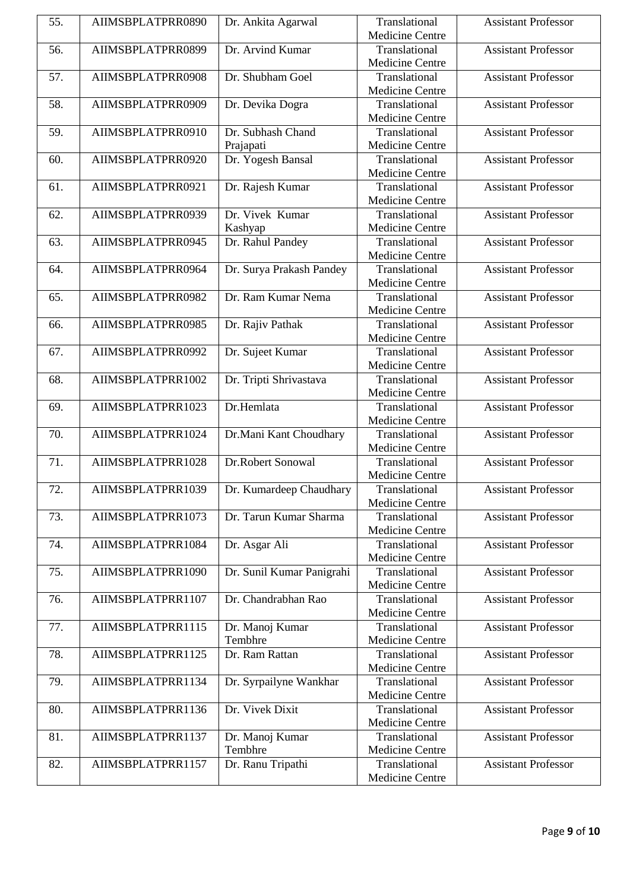| 55. | AIIMSBPLATPRR0890 | Dr. Ankita Agarwal | Translational Medicine Centre | Assistant Professor |
|---|---|---|---|---|
| 56. | AIIMSBPLATPRR0899 | Dr. Arvind Kumar | Translational Medicine Centre | Assistant Professor |
| 57. | AIIMSBPLATPRR0908 | Dr. Shubham Goel | Translational Medicine Centre | Assistant Professor |
| 58. | AIIMSBPLATPRR0909 | Dr. Devika Dogra | Translational Medicine Centre | Assistant Professor |
| 59. | AIIMSBPLATPRR0910 | Dr. Subhash Chand Prajapati | Translational Medicine Centre | Assistant Professor |
| 60. | AIIMSBPLATPRR0920 | Dr. Yogesh Bansal | Translational Medicine Centre | Assistant Professor |
| 61. | AIIMSBPLATPRR0921 | Dr. Rajesh Kumar | Translational Medicine Centre | Assistant Professor |
| 62. | AIIMSBPLATPRR0939 | Dr. Vivek Kumar Kashyap | Translational Medicine Centre | Assistant Professor |
| 63. | AIIMSBPLATPRR0945 | Dr. Rahul Pandey | Translational Medicine Centre | Assistant Professor |
| 64. | AIIMSBPLATPRR0964 | Dr. Surya Prakash Pandey | Translational Medicine Centre | Assistant Professor |
| 65. | AIIMSBPLATPRR0982 | Dr. Ram Kumar Nema | Translational Medicine Centre | Assistant Professor |
| 66. | AIIMSBPLATPRR0985 | Dr. Rajiv Pathak | Translational Medicine Centre | Assistant Professor |
| 67. | AIIMSBPLATPRR0992 | Dr. Sujeet Kumar | Translational Medicine Centre | Assistant Professor |
| 68. | AIIMSBPLATPRR1002 | Dr. Tripti Shrivastava | Translational Medicine Centre | Assistant Professor |
| 69. | AIIMSBPLATPRR1023 | Dr.Hemlata | Translational Medicine Centre | Assistant Professor |
| 70. | AIIMSBPLATPRR1024 | Dr.Mani Kant Choudhary | Translational Medicine Centre | Assistant Professor |
| 71. | AIIMSBPLATPRR1028 | Dr.Robert Sonowal | Translational Medicine Centre | Assistant Professor |
| 72. | AIIMSBPLATPRR1039 | Dr. Kumardeep Chaudhary | Translational Medicine Centre | Assistant Professor |
| 73. | AIIMSBPLATPRR1073 | Dr. Tarun Kumar Sharma | Translational Medicine Centre | Assistant Professor |
| 74. | AIIMSBPLATPRR1084 | Dr. Asgar Ali | Translational Medicine Centre | Assistant Professor |
| 75. | AIIMSBPLATPRR1090 | Dr. Sunil Kumar Panigrahi | Translational Medicine Centre | Assistant Professor |
| 76. | AIIMSBPLATPRR1107 | Dr. Chandrabhan Rao | Translational Medicine Centre | Assistant Professor |
| 77. | AIIMSBPLATPRR1115 | Dr. Manoj Kumar Tembhre | Translational Medicine Centre | Assistant Professor |
| 78. | AIIMSBPLATPRR1125 | Dr. Ram Rattan | Translational Medicine Centre | Assistant Professor |
| 79. | AIIMSBPLATPRR1134 | Dr. Syrpailyne Wankhar | Translational Medicine Centre | Assistant Professor |
| 80. | AIIMSBPLATPRR1136 | Dr. Vivek Dixit | Translational Medicine Centre | Assistant Professor |
| 81. | AIIMSBPLATPRR1137 | Dr. Manoj Kumar Tembhre | Translational Medicine Centre | Assistant Professor |
| 82. | AIIMSBPLATPRR1157 | Dr. Ranu Tripathi | Translational Medicine Centre | Assistant Professor |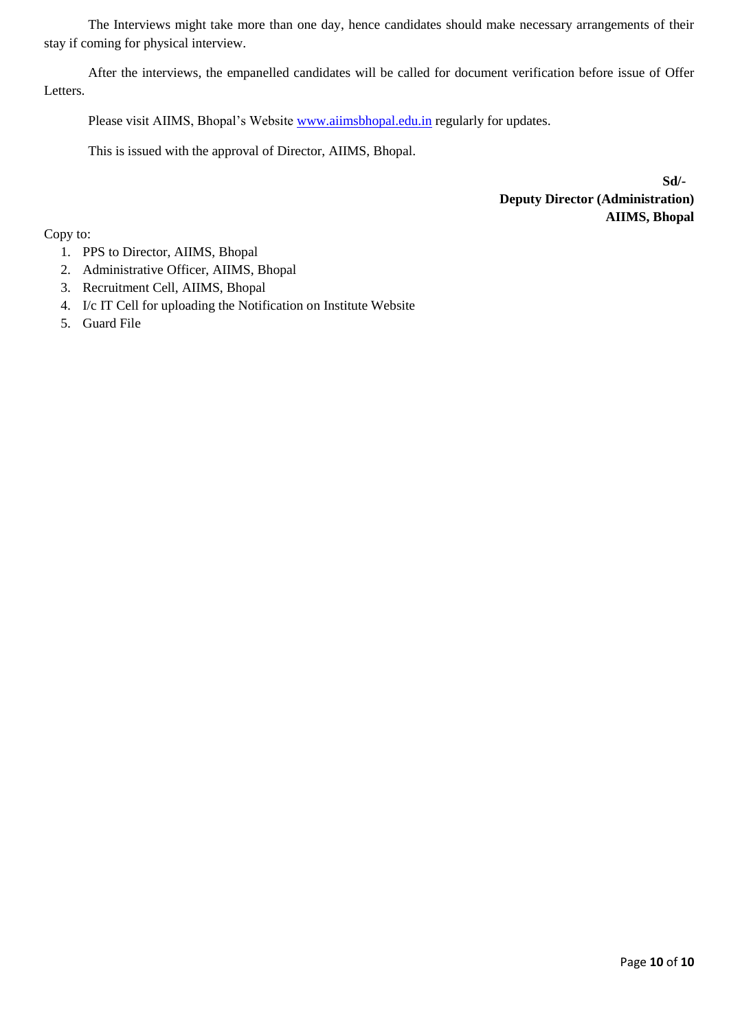The Interviews might take more than one day, hence candidates should make necessary arrangements of their stay if coming for physical interview.

After the interviews, the empanelled candidates will be called for document verification before issue of Offer Letters.

Please visit AIIMS, Bhopal's Website www.aiimsbhopal.edu.in regularly for updates.

This is issued with the approval of Director, AIIMS, Bhopal.

**Sd/-**
**Deputy Director (Administration)**
**AIIMS, Bhopal**

Copy to:

1. PPS to Director, AIIMS, Bhopal
2. Administrative Officer, AIIMS, Bhopal
3. Recruitment Cell, AIIMS, Bhopal
4. I/c IT Cell for uploading the Notification on Institute Website
5. Guard File